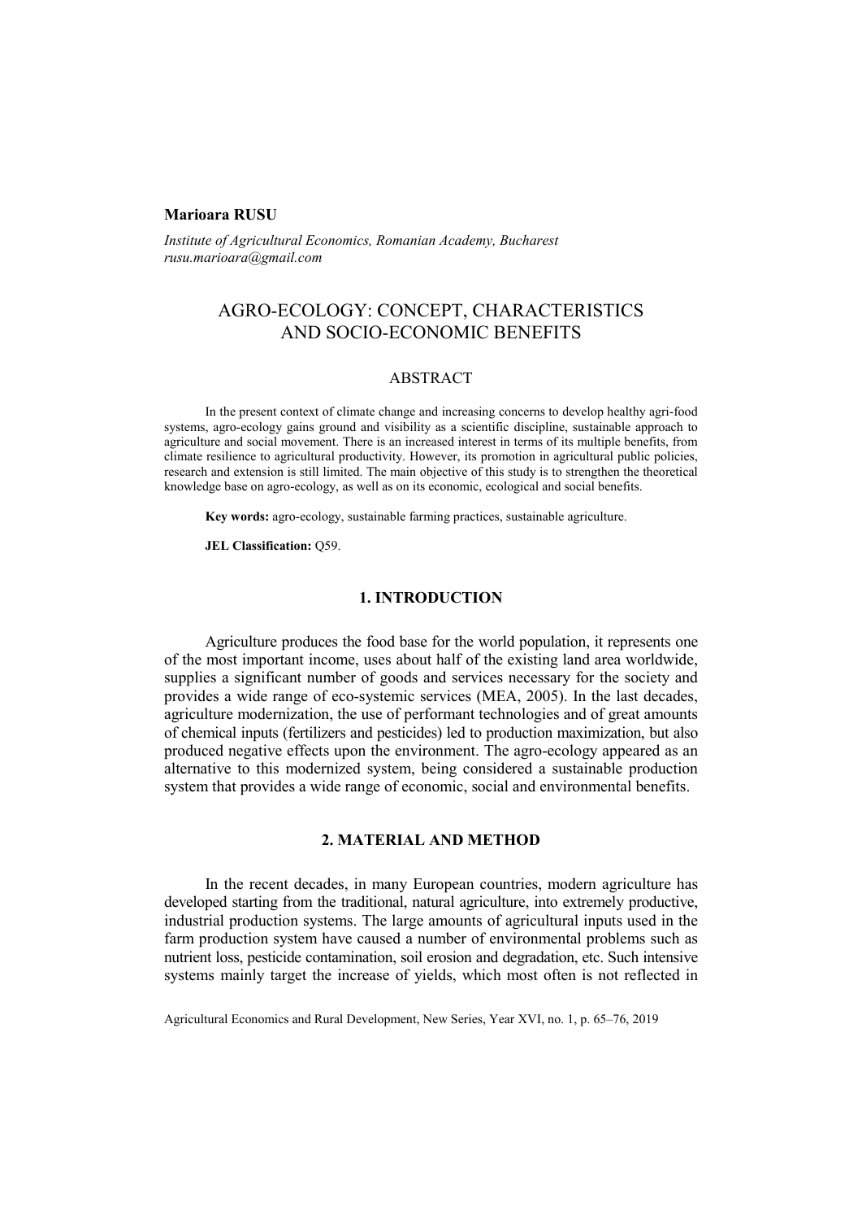**Marioara RUSU**

*Institute of Agricultural Economics, Romanian Academy, Bucharest*
*rusu.marioara@gmail.com*

# AGRO-ECOLOGY: CONCEPT, CHARACTERISTICS AND SOCIO-ECONOMIC BENEFITS

## ABSTRACT

In the present context of climate change and increasing concerns to develop healthy agri-food systems, agro-ecology gains ground and visibility as a scientific discipline, sustainable approach to agriculture and social movement. There is an increased interest in terms of its multiple benefits, from climate resilience to agricultural productivity. However, its promotion in agricultural public policies, research and extension is still limited. The main objective of this study is to strengthen the theoretical knowledge base on agro-ecology, as well as on its economic, ecological and social benefits.

**Key words:** agro-ecology, sustainable farming practices, sustainable agriculture.

**JEL Classification:** Q59.

## 1. INTRODUCTION

Agriculture produces the food base for the world population, it represents one of the most important income, uses about half of the existing land area worldwide, supplies a significant number of goods and services necessary for the society and provides a wide range of eco-systemic services (MEA, 2005). In the last decades, agriculture modernization, the use of performant technologies and of great amounts of chemical inputs (fertilizers and pesticides) led to production maximization, but also produced negative effects upon the environment. The agro-ecology appeared as an alternative to this modernized system, being considered a sustainable production system that provides a wide range of economic, social and environmental benefits.

## 2. MATERIAL AND METHOD

In the recent decades, in many European countries, modern agriculture has developed starting from the traditional, natural agriculture, into extremely productive, industrial production systems. The large amounts of agricultural inputs used in the farm production system have caused a number of environmental problems such as nutrient loss, pesticide contamination, soil erosion and degradation, etc. Such intensive systems mainly target the increase of yields, which most often is not reflected in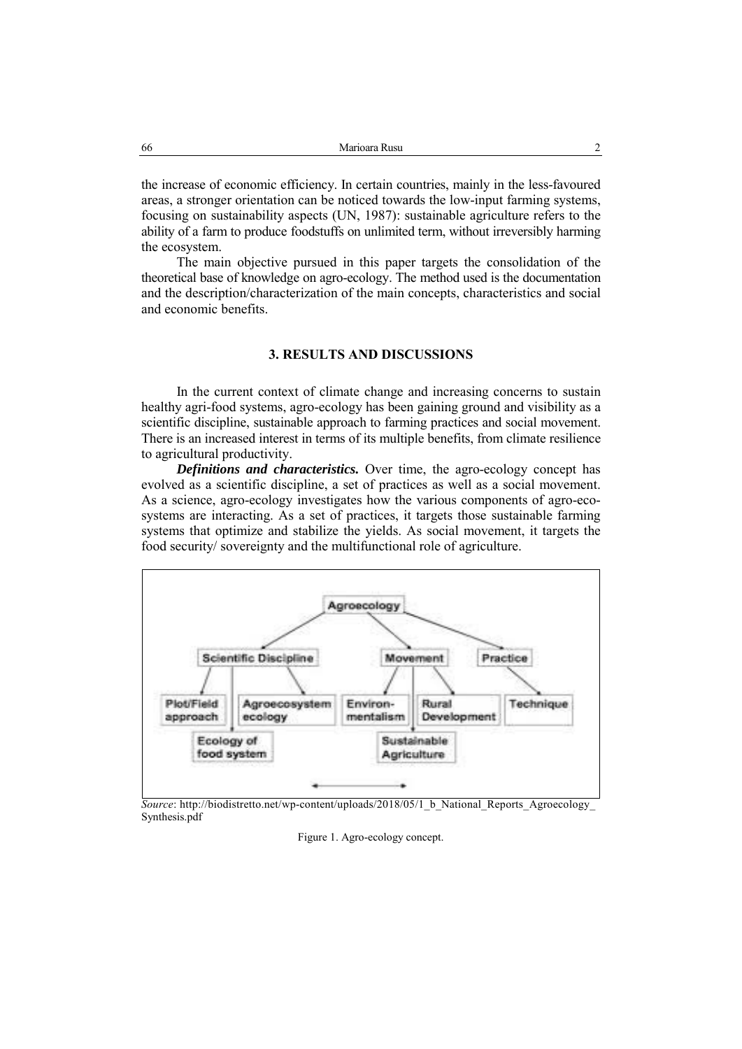the increase of economic efficiency. In certain countries, mainly in the less-favoured areas, a stronger orientation can be noticed towards the low-input farming systems, focusing on sustainability aspects (UN, 1987): sustainable agriculture refers to the ability of a farm to produce foodstuffs on unlimited term, without irreversibly harming the ecosystem.

The main objective pursued in this paper targets the consolidation of the theoretical base of knowledge on agro-ecology. The method used is the documentation and the description/characterization of the main concepts, characteristics and social and economic benefits.

## 3. RESULTS AND DISCUSSIONS

In the current context of climate change and increasing concerns to sustain healthy agri-food systems, agro-ecology has been gaining ground and visibility as a scientific discipline, sustainable approach to farming practices and social movement. There is an increased interest in terms of its multiple benefits, from climate resilience to agricultural productivity.

***Definitions and characteristics.*** Over time, the agro-ecology concept has evolved as a scientific discipline, a set of practices as well as a social movement. As a science, agro-ecology investigates how the various components of agro-eco-systems are interacting. As a set of practices, it targets those sustainable farming systems that optimize and stabilize the yields. As social movement, it targets the food security/ sovereignty and the multifunctional role of agriculture.

Agroecology

Scientific Discipline | Movement | Practice

Plot/Field approach | Agroecosystem ecology | Ecology of food system | Environ-mentalism | Rural Development | Sustainable Agriculture | Technique

*Source*: http://biodistretto.net/wp-content/uploads/2018/05/1_b_National_Reports_Agroecology_Synthesis.pdf

Figure 1. Agro-ecology concept.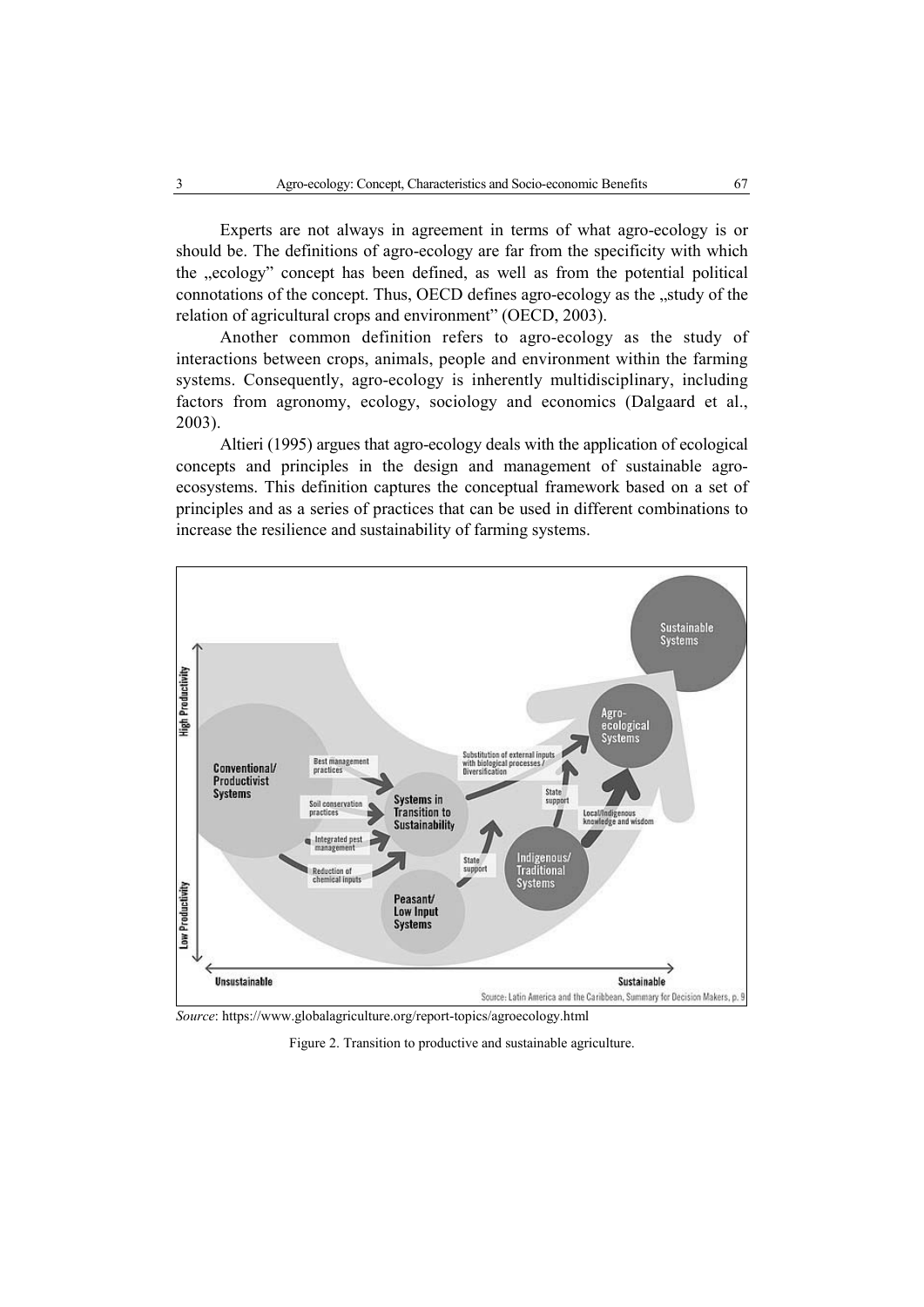Experts are not always in agreement in terms of what agro-ecology is or should be. The definitions of agro-ecology are far from the specificity with which the „ecology" concept has been defined, as well as from the potential political connotations of the concept. Thus, OECD defines agro-ecology as the „study of the relation of agricultural crops and environment" (OECD, 2003).

Another common definition refers to agro-ecology as the study of interactions between crops, animals, people and environment within the farming systems. Consequently, agro-ecology is inherently multidisciplinary, including factors from agronomy, ecology, sociology and economics (Dalgaard et al., 2003).

Altieri (1995) argues that agro-ecology deals with the application of ecological concepts and principles in the design and management of sustainable agro-ecosystems. This definition captures the conceptual framework based on a set of principles and as a series of practices that can be used in different combinations to increase the resilience and sustainability of farming systems.

*Source*: https://www.globalagriculture.org/report-topics/agroecology.html

Figure 2. Transition to productive and sustainable agriculture.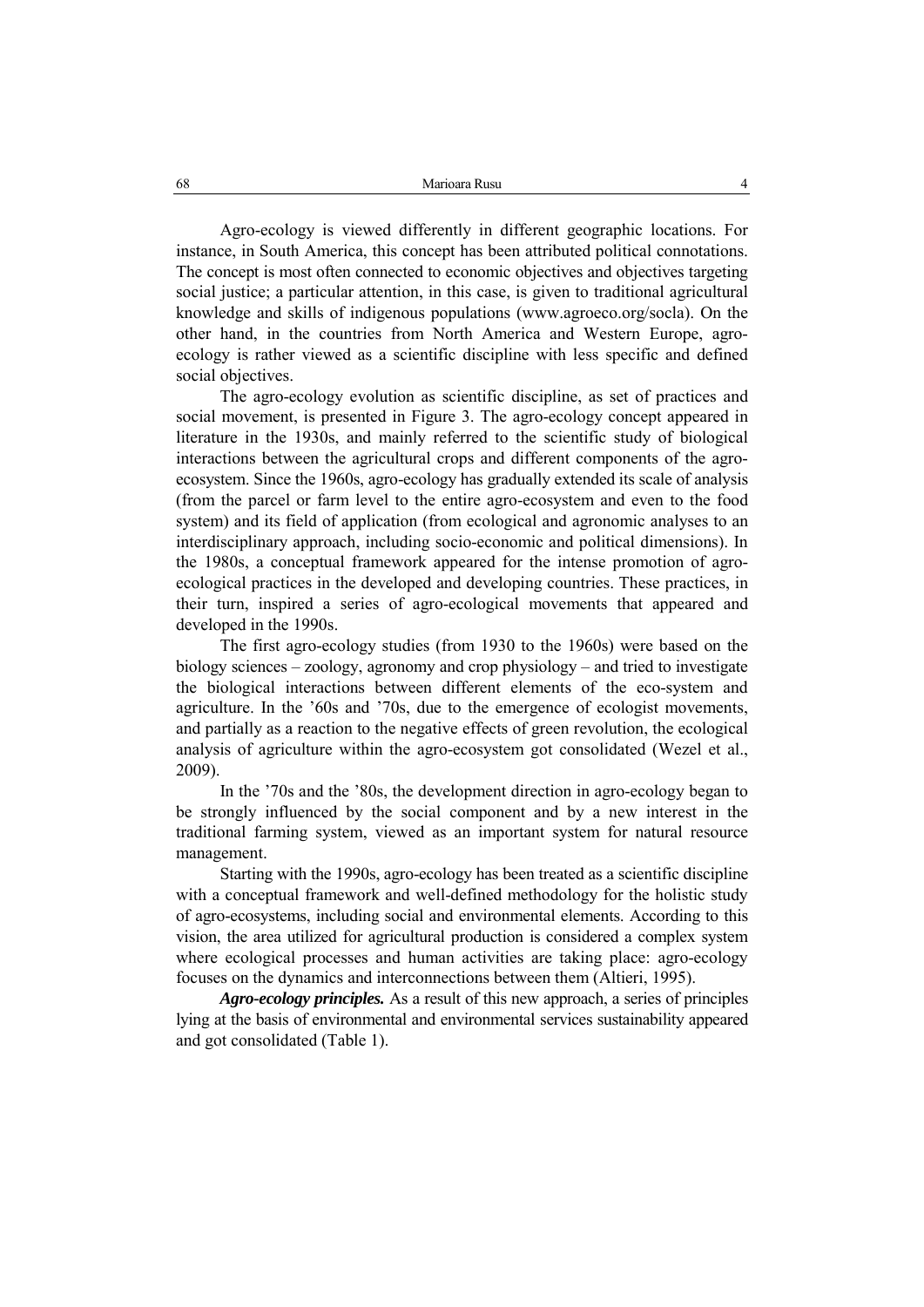Agro-ecology is viewed differently in different geographic locations. For instance, in South America, this concept has been attributed political connotations. The concept is most often connected to economic objectives and objectives targeting social justice; a particular attention, in this case, is given to traditional agricultural knowledge and skills of indigenous populations (www.agroeco.org/socla). On the other hand, in the countries from North America and Western Europe, agro-ecology is rather viewed as a scientific discipline with less specific and defined social objectives.

The agro-ecology evolution as scientific discipline, as set of practices and social movement, is presented in Figure 3. The agro-ecology concept appeared in literature in the 1930s, and mainly referred to the scientific study of biological interactions between the agricultural crops and different components of the agro-ecosystem. Since the 1960s, agro-ecology has gradually extended its scale of analysis (from the parcel or farm level to the entire agro-ecosystem and even to the food system) and its field of application (from ecological and agronomic analyses to an interdisciplinary approach, including socio-economic and political dimensions). In the 1980s, a conceptual framework appeared for the intense promotion of agro-ecological practices in the developed and developing countries. These practices, in their turn, inspired a series of agro-ecological movements that appeared and developed in the 1990s.

The first agro-ecology studies (from 1930 to the 1960s) were based on the biology sciences – zoology, agronomy and crop physiology – and tried to investigate the biological interactions between different elements of the eco-system and agriculture. In the '60s and '70s, due to the emergence of ecologist movements, and partially as a reaction to the negative effects of green revolution, the ecological analysis of agriculture within the agro-ecosystem got consolidated (Wezel et al., 2009).

In the '70s and the '80s, the development direction in agro-ecology began to be strongly influenced by the social component and by a new interest in the traditional farming system, viewed as an important system for natural resource management.

Starting with the 1990s, agro-ecology has been treated as a scientific discipline with a conceptual framework and well-defined methodology for the holistic study of agro-ecosystems, including social and environmental elements. According to this vision, the area utilized for agricultural production is considered a complex system where ecological processes and human activities are taking place: agro-ecology focuses on the dynamics and interconnections between them (Altieri, 1995).

***Agro-ecology principles.*** As a result of this new approach, a series of principles lying at the basis of environmental and environmental services sustainability appeared and got consolidated (Table 1).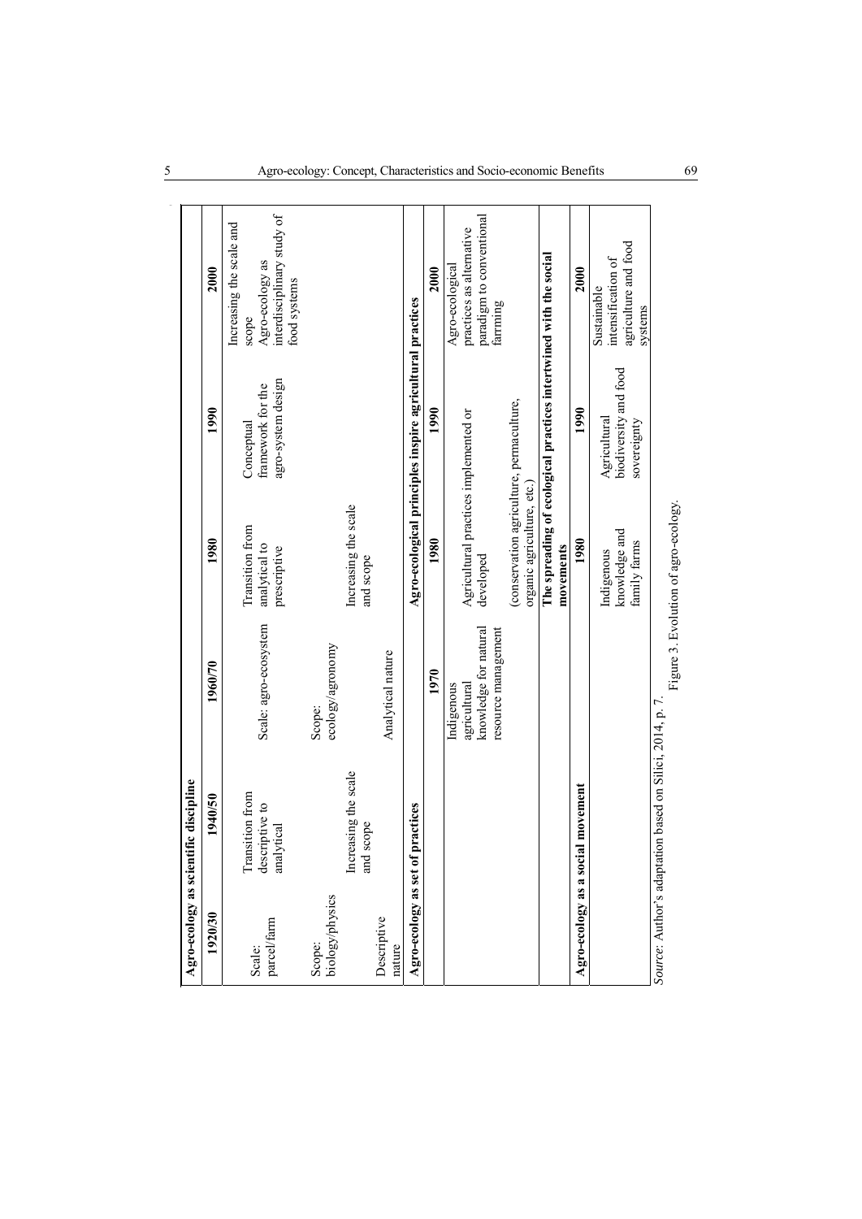**Agro-ecology as scientific discipline**

| 1920/30 | 1940/50 | 1960/70 | 1980 | 1990 | 2000 |
|---|---|---|---|---|---|
| Scale: parcel/farm | Transition from descriptive to analytical | Scale: agro-ecosystem | Transition from analytical to prescriptive | Conceptual framework for the agro-system design | Increasing the scale and scope<br>Agro-ecology as interdisciplinary study of food systems |
| Scope: biology/physics | Increasing the scale and scope | Scope: ecology/agronomy | Increasing the scale and scope | | |
| Descriptive nature | | Analytical nature | | | |

**Agro-ecology as set of practices**

| | 1970 | 1980 | 1990 | 2000 |
|---|---|---|---|---|
| | Indigenous agricultural knowledge for natural resource management | Agricultural practices implemented or developed<br>(conservation agriculture, permaculture, organic agriculture, etc.) | | Agro-ecological practices as alternative paradigm to conventional farrming |

**Agro-ecology as a social movement**

| | | The spreading of ecological practices intertwined with the social movements | | |
|---|---|---|---|---|
| | | 1980 | 1990 | 2000 |
| | | Indigenous knowledge and family farms | Agricultural biodiversity and food sovereignty | Sustainable intensification of agriculture and food systems |

*Source*: Author's adaptation based on Silici, 2014, p. 7.

Figure 3. Evolution of agro-ecology.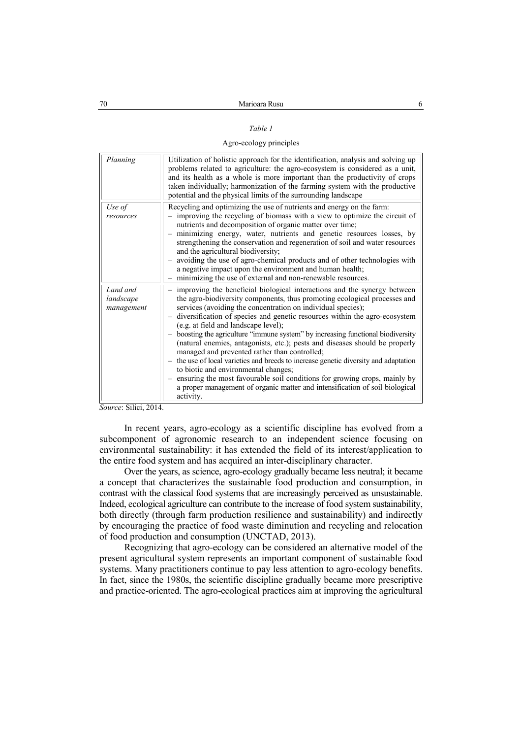*Table 1*

Agro-ecology principles

| | |
|---|---|
| *Planning* | Utilization of holistic approach for the identification, analysis and solving up problems related to agriculture: the agro-ecosystem is considered as a unit, and its health as a whole is more important than the productivity of crops taken individually; harmonization of the farming system with the productive potential and the physical limits of the surrounding landscape |
| *Use of resources* | Recycling and optimizing the use of nutrients and energy on the farm:<br>– improving the recycling of biomass with a view to optimize the circuit of nutrients and decomposition of organic matter over time;<br>– minimizing energy, water, nutrients and genetic resources losses, by strengthening the conservation and regeneration of soil and water resources and the agricultural biodiversity;<br>– avoiding the use of agro-chemical products and of other technologies with a negative impact upon the environment and human health;<br>– minimizing the use of external and non-renewable resources. |
| *Land and landscape management* | – improving the beneficial biological interactions and the synergy between the agro-biodiversity components, thus promoting ecological processes and services (avoiding the concentration on individual species);<br>– diversification of species and genetic resources within the agro-ecosystem (e.g. at field and landscape level);<br>– boosting the agriculture "immune system" by increasing functional biodiversity (natural enemies, antagonists, etc.); pests and diseases should be properly managed and prevented rather than controlled;<br>– the use of local varieties and breeds to increase genetic diversity and adaptation to biotic and environmental changes;<br>– ensuring the most favourable soil conditions for growing crops, mainly by a proper management of organic matter and intensification of soil biological activity. |

*Source*: Silici, 2014.

In recent years, agro-ecology as a scientific discipline has evolved from a subcomponent of agronomic research to an independent science focusing on environmental sustainability: it has extended the field of its interest/application to the entire food system and has acquired an inter-disciplinary character.

Over the years, as science, agro-ecology gradually became less neutral; it became a concept that characterizes the sustainable food production and consumption, in contrast with the classical food systems that are increasingly perceived as unsustainable. Indeed, ecological agriculture can contribute to the increase of food system sustainability, both directly (through farm production resilience and sustainability) and indirectly by encouraging the practice of food waste diminution and recycling and relocation of food production and consumption (UNCTAD, 2013).

Recognizing that agro-ecology can be considered an alternative model of the present agricultural system represents an important component of sustainable food systems. Many practitioners continue to pay less attention to agro-ecology benefits. In fact, since the 1980s, the scientific discipline gradually became more prescriptive and practice-oriented. The agro-ecological practices aim at improving the agricultural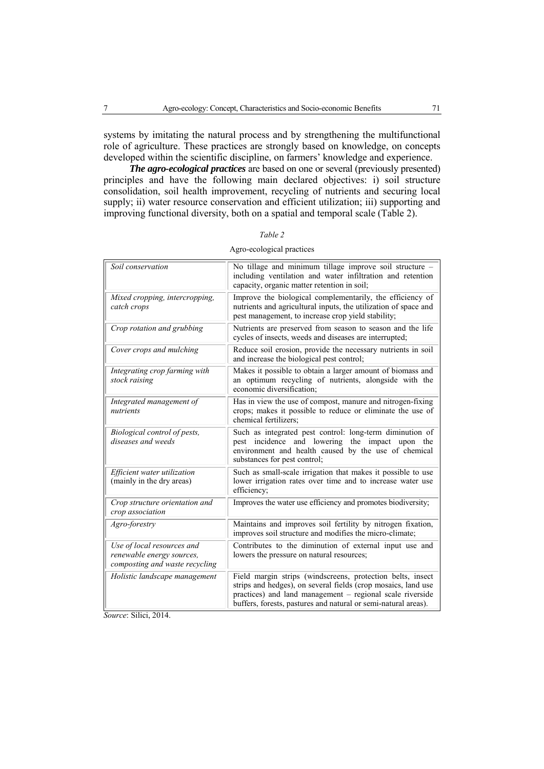systems by imitating the natural process and by strengthening the multifunctional role of agriculture. These practices are strongly based on knowledge, on concepts developed within the scientific discipline, on farmers' knowledge and experience.

***The agro-ecological practices*** are based on one or several (previously presented) principles and have the following main declared objectives: i) soil structure consolidation, soil health improvement, recycling of nutrients and securing local supply; ii) water resource conservation and efficient utilization; iii) supporting and improving functional diversity, both on a spatial and temporal scale (Table 2).

*Table 2*

Agro-ecological practices

| | |
|---|---|
| *Soil conservation* | No tillage and minimum tillage improve soil structure – including ventilation and water infiltration and retention capacity, organic matter retention in soil; |
| *Mixed cropping, intercropping, catch crops* | Improve the biological complementarily, the efficiency of nutrients and agricultural inputs, the utilization of space and pest management, to increase crop yield stability; |
| *Crop rotation and grubbing* | Nutrients are preserved from season to season and the life cycles of insects, weeds and diseases are interrupted; |
| *Cover crops and mulching* | Reduce soil erosion, provide the necessary nutrients in soil and increase the biological pest control; |
| *Integrating crop farming with stock raising* | Makes it possible to obtain a larger amount of biomass and an optimum recycling of nutrients, alongside with the economic diversification; |
| *Integrated management of nutrients* | Has in view the use of compost, manure and nitrogen-fixing crops; makes it possible to reduce or eliminate the use of chemical fertilizers; |
| *Biological control of pests, diseases and weeds* | Such as integrated pest control: long-term diminution of pest incidence and lowering the impact upon the environment and health caused by the use of chemical substances for pest control; |
| *Efficient water utilization* (mainly in the dry areas) | Such as small-scale irrigation that makes it possible to use lower irrigation rates over time and to increase water use efficiency; |
| *Crop structure orientation and crop association* | Improves the water use efficiency and promotes biodiversity; |
| *Agro-forestry* | Maintains and improves soil fertility by nitrogen fixation, improves soil structure and modifies the micro-climate; |
| *Use of local resources and renewable energy sources, composting and waste recycling* | Contributes to the diminution of external input use and lowers the pressure on natural resources; |
| *Holistic landscape management* | Field margin strips (windscreens, protection belts, insect strips and hedges), on several fields (crop mosaics, land use practices) and land management – regional scale riverside buffers, forests, pastures and natural or semi-natural areas). |

*Source*: Silici, 2014.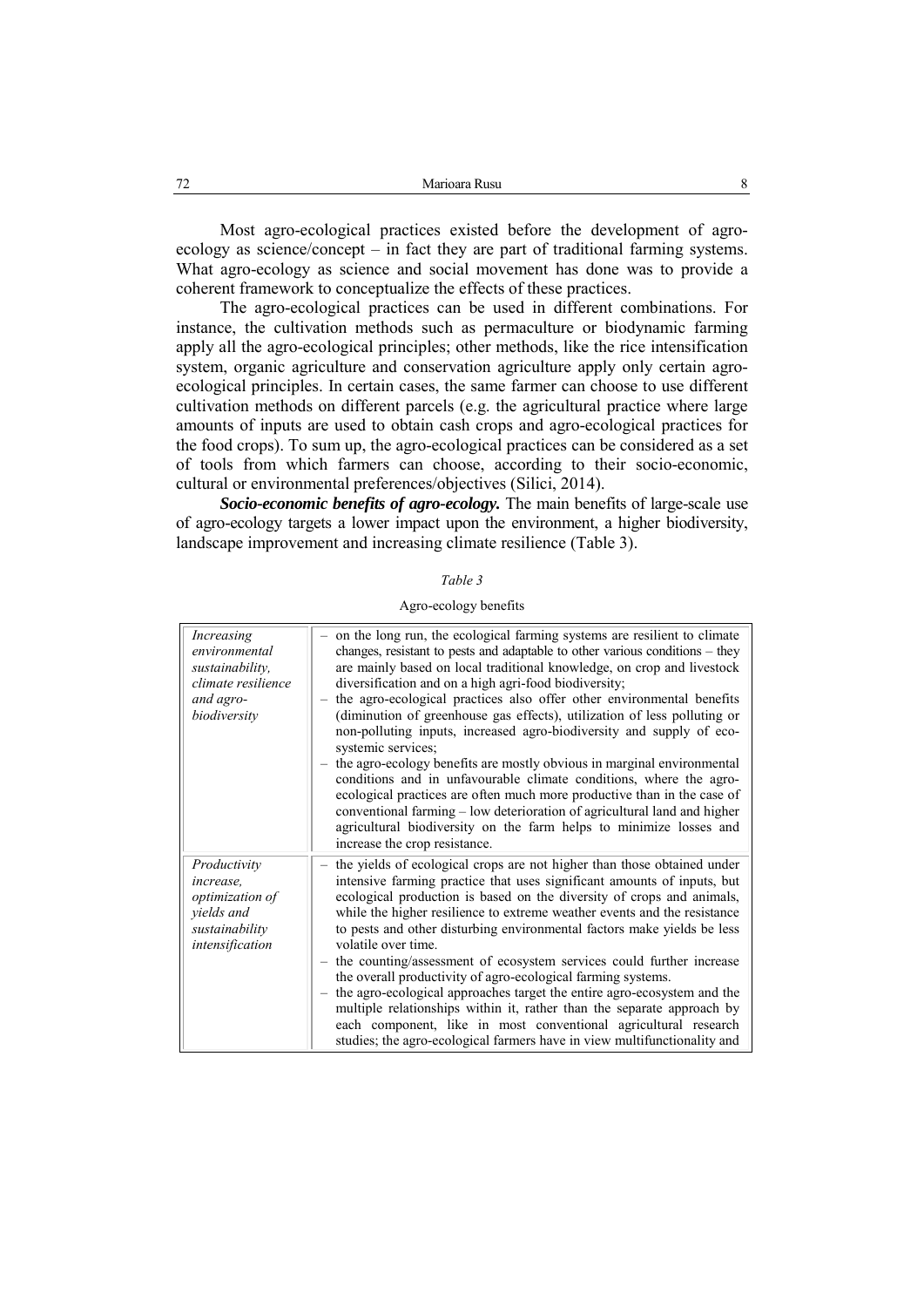Most agro-ecological practices existed before the development of agro-ecology as science/concept – in fact they are part of traditional farming systems. What agro-ecology as science and social movement has done was to provide a coherent framework to conceptualize the effects of these practices.

The agro-ecological practices can be used in different combinations. For instance, the cultivation methods such as permaculture or biodynamic farming apply all the agro-ecological principles; other methods, like the rice intensification system, organic agriculture and conservation agriculture apply only certain agro-ecological principles. In certain cases, the same farmer can choose to use different cultivation methods on different parcels (e.g. the agricultural practice where large amounts of inputs are used to obtain cash crops and agro-ecological practices for the food crops). To sum up, the agro-ecological practices can be considered as a set of tools from which farmers can choose, according to their socio-economic, cultural or environmental preferences/objectives (Silici, 2014).

***Socio-economic benefits of agro-ecology.*** The main benefits of large-scale use of agro-ecology targets a lower impact upon the environment, a higher biodiversity, landscape improvement and increasing climate resilience (Table 3).

*Table 3*

Agro-ecology benefits

| | |
|---|---|
| *Increasing environmental sustainability, climate resilience and agro-biodiversity* | – on the long run, the ecological farming systems are resilient to climate changes, resistant to pests and adaptable to other various conditions – they are mainly based on local traditional knowledge, on crop and livestock diversification and on a high agri-food biodiversity;<br>– the agro-ecological practices also offer other environmental benefits (diminution of greenhouse gas effects), utilization of less polluting or non-polluting inputs, increased agro-biodiversity and supply of eco-systemic services;<br>– the agro-ecology benefits are mostly obvious in marginal environmental conditions and in unfavourable climate conditions, where the agro-ecological practices are often much more productive than in the case of conventional farming – low deterioration of agricultural land and higher agricultural biodiversity on the farm helps to minimize losses and increase the crop resistance. |
| *Productivity increase, optimization of yields and sustainability intensification* | – the yields of ecological crops are not higher than those obtained under intensive farming practice that uses significant amounts of inputs, but ecological production is based on the diversity of crops and animals, while the higher resilience to extreme weather events and the resistance to pests and other disturbing environmental factors make yields be less volatile over time.<br>– the counting/assessment of ecosystem services could further increase the overall productivity of agro-ecological farming systems.<br>– the agro-ecological approaches target the entire agro-ecosystem and the multiple relationships within it, rather than the separate approach by each component, like in most conventional agricultural research studies; the agro-ecological farmers have in view multifunctionality and |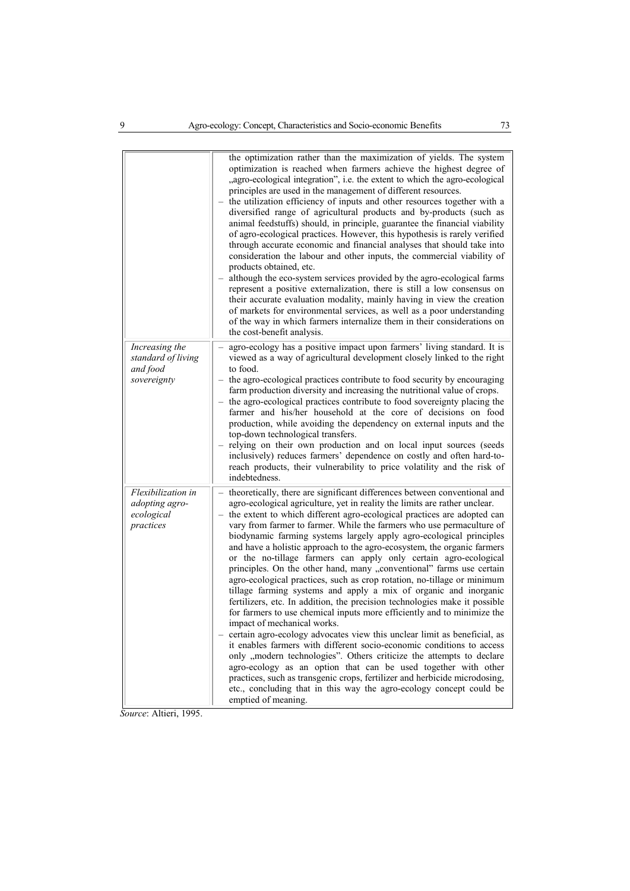| | |
|---|---|
| | the optimization rather than the maximization of yields. The system optimization is reached when farmers achieve the highest degree of „agro-ecological integration", i.e. the extent to which the agro-ecological principles are used in the management of different resources.<br>– the utilization efficiency of inputs and other resources together with a diversified range of agricultural products and by-products (such as animal feedstuffs) should, in principle, guarantee the financial viability of agro-ecological practices. However, this hypothesis is rarely verified through accurate economic and financial analyses that should take into consideration the labour and other inputs, the commercial viability of products obtained, etc.<br>– although the eco-system services provided by the agro-ecological farms represent a positive externalization, there is still a low consensus on their accurate evaluation modality, mainly having in view the creation of markets for environmental services, as well as a poor understanding of the way in which farmers internalize them in their considerations on the cost-benefit analysis. |
| *Increasing the standard of living and food sovereignty* | – agro-ecology has a positive impact upon farmers' living standard. It is viewed as a way of agricultural development closely linked to the right to food.<br>– the agro-ecological practices contribute to food security by encouraging farm production diversity and increasing the nutritional value of crops.<br>– the agro-ecological practices contribute to food sovereignty placing the farmer and his/her household at the core of decisions on food production, while avoiding the dependency on external inputs and the top-down technological transfers.<br>– relying on their own production and on local input sources (seeds inclusively) reduces farmers' dependence on costly and often hard-to-reach products, their vulnerability to price volatility and the risk of indebtedness. |
| *Flexibilization in adopting agro-ecological practices* | – theoretically, there are significant differences between conventional and agro-ecological agriculture, yet in reality the limits are rather unclear.<br>– the extent to which different agro-ecological practices are adopted can vary from farmer to farmer. While the farmers who use permaculture of biodynamic farming systems largely apply agro-ecological principles and have a holistic approach to the agro-ecosystem, the organic farmers or the no-tillage farmers can apply only certain agro-ecological principles. On the other hand, many „conventional" farms use certain agro-ecological practices, such as crop rotation, no-tillage or minimum tillage farming systems and apply a mix of organic and inorganic fertilizers, etc. In addition, the precision technologies make it possible for farmers to use chemical inputs more efficiently and to minimize the impact of mechanical works.<br>– certain agro-ecology advocates view this unclear limit as beneficial, as it enables farmers with different socio-economic conditions to access only „modern technologies". Others criticize the attempts to declare agro-ecology as an option that can be used together with other practices, such as transgenic crops, fertilizer and herbicide microdosing, etc., concluding that in this way the agro-ecology concept could be emptied of meaning. |

*Source*: Altieri, 1995.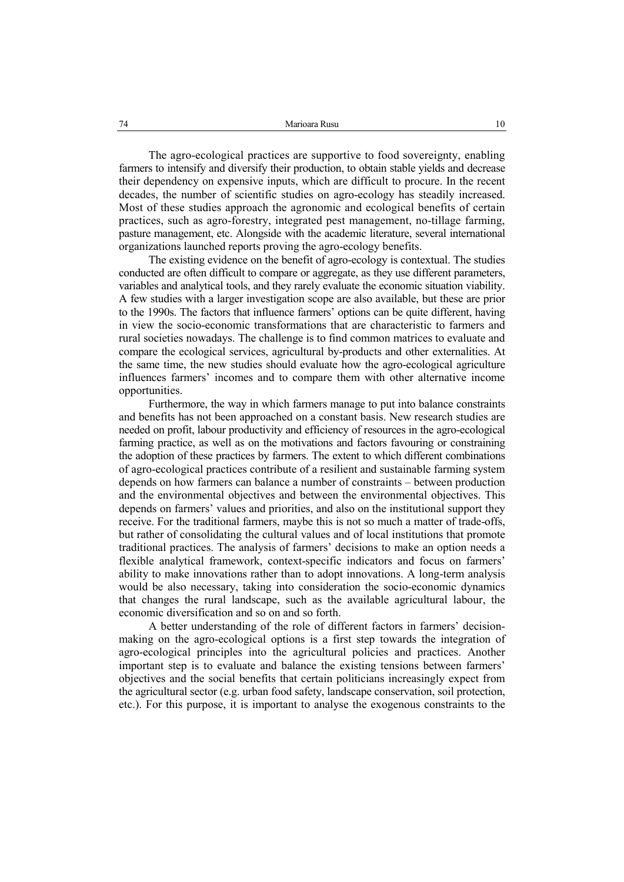The agro-ecological practices are supportive to food sovereignty, enabling farmers to intensify and diversify their production, to obtain stable yields and decrease their dependency on expensive inputs, which are difficult to procure. In the recent decades, the number of scientific studies on agro-ecology has steadily increased. Most of these studies approach the agronomic and ecological benefits of certain practices, such as agro-forestry, integrated pest management, no-tillage farming, pasture management, etc. Alongside with the academic literature, several international organizations launched reports proving the agro-ecology benefits.

The existing evidence on the benefit of agro-ecology is contextual. The studies conducted are often difficult to compare or aggregate, as they use different parameters, variables and analytical tools, and they rarely evaluate the economic situation viability. A few studies with a larger investigation scope are also available, but these are prior to the 1990s. The factors that influence farmers' options can be quite different, having in view the socio-economic transformations that are characteristic to farmers and rural societies nowadays. The challenge is to find common matrices to evaluate and compare the ecological services, agricultural by-products and other externalities. At the same time, the new studies should evaluate how the agro-ecological agriculture influences farmers' incomes and to compare them with other alternative income opportunities.

Furthermore, the way in which farmers manage to put into balance constraints and benefits has not been approached on a constant basis. New research studies are needed on profit, labour productivity and efficiency of resources in the agro-ecological farming practice, as well as on the motivations and factors favouring or constraining the adoption of these practices by farmers. The extent to which different combinations of agro-ecological practices contribute of a resilient and sustainable farming system depends on how farmers can balance a number of constraints – between production and the environmental objectives and between the environmental objectives. This depends on farmers' values and priorities, and also on the institutional support they receive. For the traditional farmers, maybe this is not so much a matter of trade-offs, but rather of consolidating the cultural values and of local institutions that promote traditional practices. The analysis of farmers' decisions to make an option needs a flexible analytical framework, context-specific indicators and focus on farmers' ability to make innovations rather than to adopt innovations. A long-term analysis would be also necessary, taking into consideration the socio-economic dynamics that changes the rural landscape, such as the available agricultural labour, the economic diversification and so on and so forth.

A better understanding of the role of different factors in farmers' decision-making on the agro-ecological options is a first step towards the integration of agro-ecological principles into the agricultural policies and practices. Another important step is to evaluate and balance the existing tensions between farmers' objectives and the social benefits that certain politicians increasingly expect from the agricultural sector (e.g. urban food safety, landscape conservation, soil protection, etc.). For this purpose, it is important to analyse the exogenous constraints to the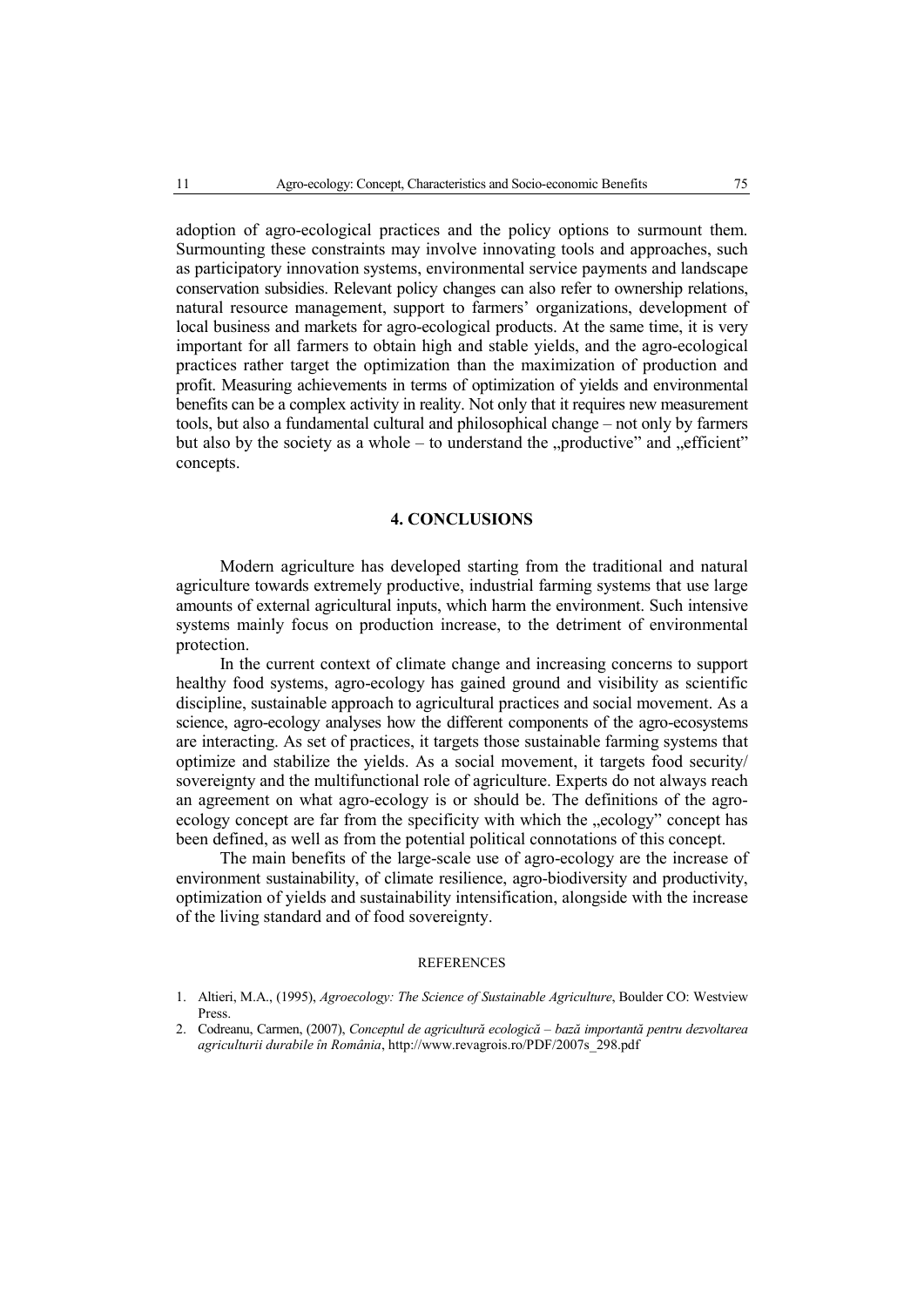adoption of agro-ecological practices and the policy options to surmount them. Surmounting these constraints may involve innovating tools and approaches, such as participatory innovation systems, environmental service payments and landscape conservation subsidies. Relevant policy changes can also refer to ownership relations, natural resource management, support to farmers' organizations, development of local business and markets for agro-ecological products. At the same time, it is very important for all farmers to obtain high and stable yields, and the agro-ecological practices rather target the optimization than the maximization of production and profit. Measuring achievements in terms of optimization of yields and environmental benefits can be a complex activity in reality. Not only that it requires new measurement tools, but also a fundamental cultural and philosophical change – not only by farmers but also by the society as a whole – to understand the „productive" and „efficient" concepts.

## 4. CONCLUSIONS

Modern agriculture has developed starting from the traditional and natural agriculture towards extremely productive, industrial farming systems that use large amounts of external agricultural inputs, which harm the environment. Such intensive systems mainly focus on production increase, to the detriment of environmental protection.

In the current context of climate change and increasing concerns to support healthy food systems, agro-ecology has gained ground and visibility as scientific discipline, sustainable approach to agricultural practices and social movement. As a science, agro-ecology analyses how the different components of the agro-ecosystems are interacting. As set of practices, it targets those sustainable farming systems that optimize and stabilize the yields. As a social movement, it targets food security/ sovereignty and the multifunctional role of agriculture. Experts do not always reach an agreement on what agro-ecology is or should be. The definitions of the agro-ecology concept are far from the specificity with which the „ecology" concept has been defined, as well as from the potential political connotations of this concept.

The main benefits of the large-scale use of agro-ecology are the increase of environment sustainability, of climate resilience, agro-biodiversity and productivity, optimization of yields and sustainability intensification, alongside with the increase of the living standard and of food sovereignty.

### REFERENCES

1. Altieri, M.A., (1995), *Agroecology: The Science of Sustainable Agriculture*, Boulder CO: Westview Press.
2. Codreanu, Carmen, (2007), *Conceptul de agricultură ecologică – bază importantă pentru dezvoltarea agriculturii durabile în România*, http://www.revagrois.ro/PDF/2007s_298.pdf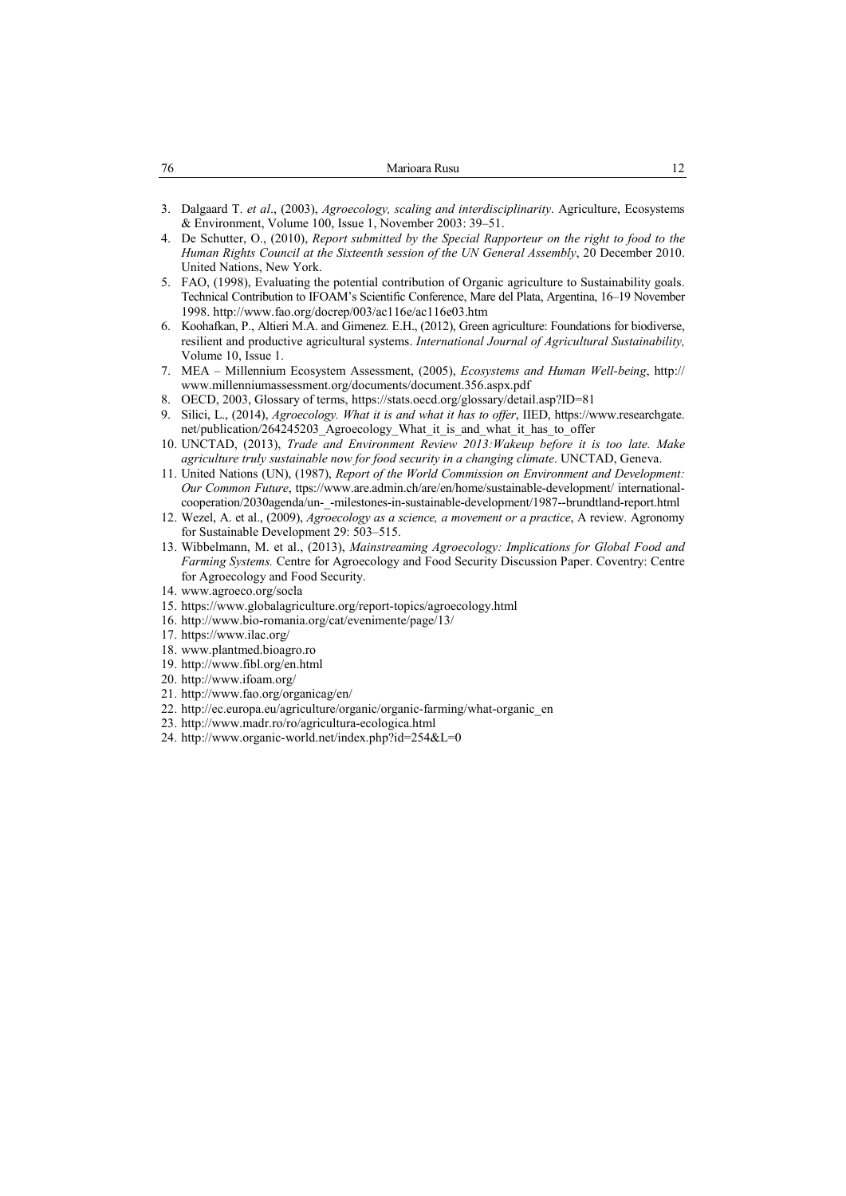3. Dalgaard T. *et al*., (2003), *Agroecology, scaling and interdisciplinarity*. Agriculture, Ecosystems & Environment, Volume 100, Issue 1, November 2003: 39–51.
4. De Schutter, O., (2010), *Report submitted by the Special Rapporteur on the right to food to the Human Rights Council at the Sixteenth session of the UN General Assembly*, 20 December 2010. United Nations, New York.
5. FAO, (1998), Evaluating the potential contribution of Organic agriculture to Sustainability goals. Technical Contribution to IFOAM's Scientific Conference, Mare del Plata, Argentina, 16–19 November 1998. http://www.fao.org/docrep/003/ac116e/ac116e03.htm
6. Koohafkan, P., Altieri M.A. and Gimenez. E.H., (2012), Green agriculture: Foundations for biodiverse, resilient and productive agricultural systems. *International Journal of Agricultural Sustainability,* Volume 10, Issue 1.
7. MEA – Millennium Ecosystem Assessment, (2005), *Ecosystems and Human Well-being*, http://www.millenniumassessment.org/documents/document.356.aspx.pdf
8. OECD, 2003, Glossary of terms, https://stats.oecd.org/glossary/detail.asp?ID=81
9. Silici, L., (2014), *Agroecology. What it is and what it has to offer*, IIED, https://www.researchgate.net/publication/264245203_Agroecology_What_it_is_and_what_it_has_to_offer
10. UNCTAD, (2013), *Trade and Environment Review 2013:Wakeup before it is too late. Make agriculture truly sustainable now for food security in a changing climate*. UNCTAD, Geneva.
11. United Nations (UN), (1987), *Report of the World Commission on Environment and Development: Our Common Future*, ttps://www.are.admin.ch/are/en/home/sustainable-development/ international-cooperation/2030agenda/un-_-milestones-in-sustainable-development/1987--brundtland-report.html
12. Wezel, A. et al., (2009), *Agroecology as a science, a movement or a practice*, A review. Agronomy for Sustainable Development 29: 503–515.
13. Wibbelmann, M. et al., (2013), *Mainstreaming Agroecology: Implications for Global Food and Farming Systems.* Centre for Agroecology and Food Security Discussion Paper. Coventry: Centre for Agroecology and Food Security.
14. www.agroeco.org/socla
15. https://www.globalagriculture.org/report-topics/agroecology.html
16. http://www.bio-romania.org/cat/evenimente/page/13/
17. https://www.ilac.org/
18. www.plantmed.bioagro.ro
19. http://www.fibl.org/en.html
20. http://www.ifoam.org/
21. http://www.fao.org/organicag/en/
22. http://ec.europa.eu/agriculture/organic/organic-farming/what-organic_en
23. http://www.madr.ro/ro/agricultura-ecologica.html
24. http://www.organic-world.net/index.php?id=254&L=0